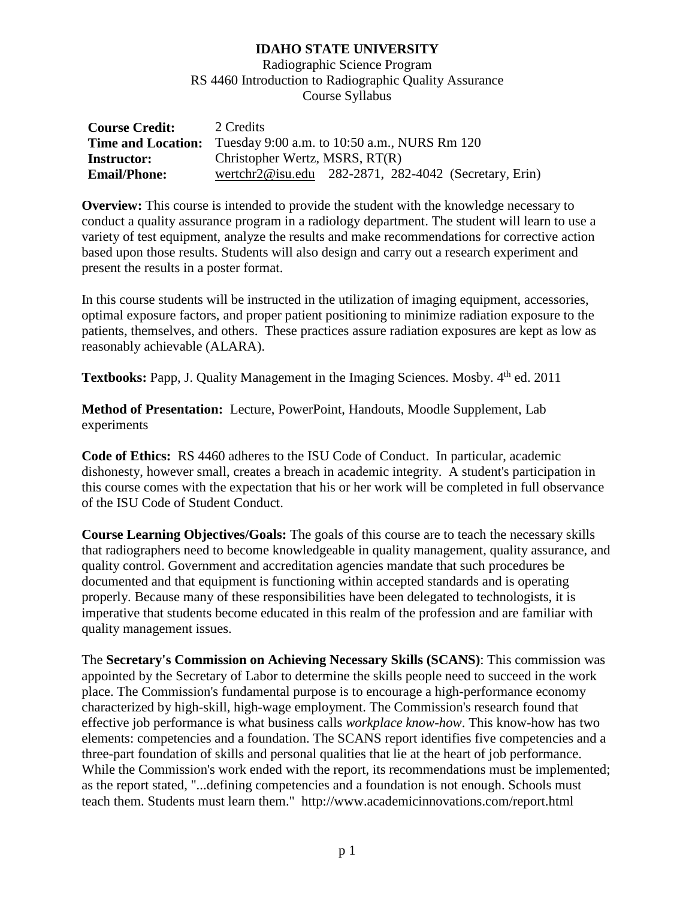# IDAHO STATE UNIVERSITY

Radiographic Science Program
RS 4460 Introduction to Radiographic Quality Assurance
Course Syllabus

| | |
|---|---|
| **Course Credit:** | 2 Credits |
| **Time and Location:** | Tuesday 9:00 a.m. to 10:50 a.m., NURS Rm 120 |
| **Instructor:** | Christopher Wertz, MSRS, RT(R) |
| **Email/Phone:** | wertchr2@isu.edu 282-2871, 282-4042 (Secretary, Erin) |

**Overview:** This course is intended to provide the student with the knowledge necessary to conduct a quality assurance program in a radiology department. The student will learn to use a variety of test equipment, analyze the results and make recommendations for corrective action based upon those results. Students will also design and carry out a research experiment and present the results in a poster format.

In this course students will be instructed in the utilization of imaging equipment, accessories, optimal exposure factors, and proper patient positioning to minimize radiation exposure to the patients, themselves, and others. These practices assure radiation exposures are kept as low as reasonably achievable (ALARA).

**Textbooks:** Papp, J. Quality Management in the Imaging Sciences. Mosby. 4th ed. 2011

**Method of Presentation:** Lecture, PowerPoint, Handouts, Moodle Supplement, Lab experiments

**Code of Ethics:** RS 4460 adheres to the ISU Code of Conduct. In particular, academic dishonesty, however small, creates a breach in academic integrity. A student's participation in this course comes with the expectation that his or her work will be completed in full observance of the ISU Code of Student Conduct.

**Course Learning Objectives/Goals:** The goals of this course are to teach the necessary skills that radiographers need to become knowledgeable in quality management, quality assurance, and quality control. Government and accreditation agencies mandate that such procedures be documented and that equipment is functioning within accepted standards and is operating properly. Because many of these responsibilities have been delegated to technologists, it is imperative that students become educated in this realm of the profession and are familiar with quality management issues.

The **Secretary's Commission on Achieving Necessary Skills (SCANS)**: This commission was appointed by the Secretary of Labor to determine the skills people need to succeed in the work place. The Commission's fundamental purpose is to encourage a high-performance economy characterized by high-skill, high-wage employment. The Commission's research found that effective job performance is what business calls *workplace know-how*. This know-how has two elements: competencies and a foundation. The SCANS report identifies five competencies and a three-part foundation of skills and personal qualities that lie at the heart of job performance. While the Commission's work ended with the report, its recommendations must be implemented; as the report stated, "...defining competencies and a foundation is not enough. Schools must teach them. Students must learn them." http://www.academicinnovations.com/report.html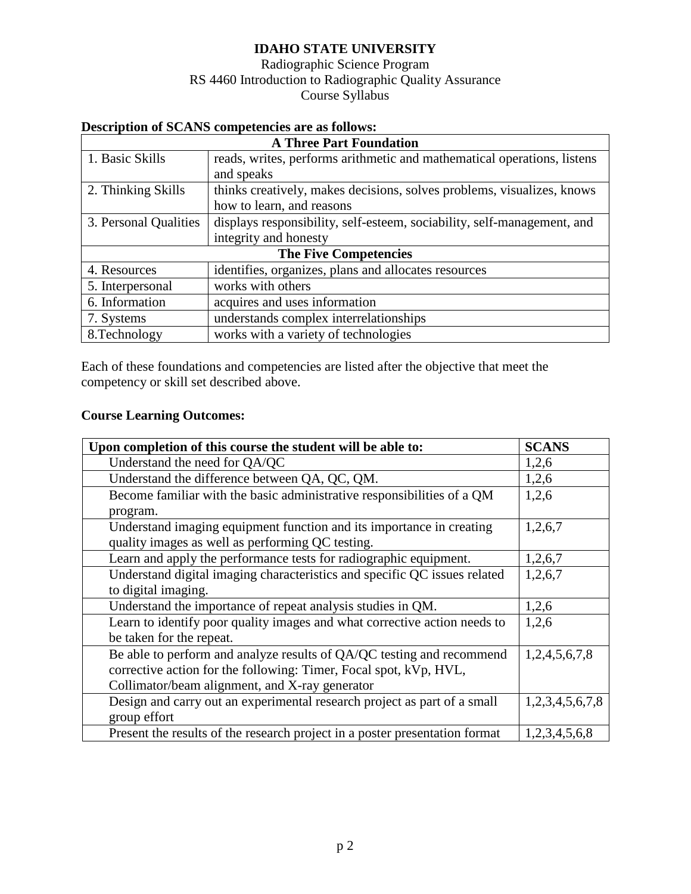**IDAHO STATE UNIVERSITY**

Radiographic Science Program
RS 4460 Introduction to Radiographic Quality Assurance
Course Syllabus

**Description of SCANS competencies are as follows:**

| **A Three Part Foundation** | |
|---|---|
| 1. Basic Skills | reads, writes, performs arithmetic and mathematical operations, listens and speaks |
| 2. Thinking Skills | thinks creatively, makes decisions, solves problems, visualizes, knows how to learn, and reasons |
| 3. Personal Qualities | displays responsibility, self-esteem, sociability, self-management, and integrity and honesty |
| **The Five Competencies** | |
| 4. Resources | identifies, organizes, plans and allocates resources |
| 5. Interpersonal | works with others |
| 6. Information | acquires and uses information |
| 7. Systems | understands complex interrelationships |
| 8.Technology | works with a variety of technologies |

Each of these foundations and competencies are listed after the objective that meet the competency or skill set described above.

**Course Learning Outcomes:**

| **Upon completion of this course the student will be able to:** | **SCANS** |
|---|---|
| Understand the need for QA/QC | 1,2,6 |
| Understand the difference between QA, QC, QM. | 1,2,6 |
| Become familiar with the basic administrative responsibilities of a QM program. | 1,2,6 |
| Understand imaging equipment function and its importance in creating quality images as well as performing QC testing. | 1,2,6,7 |
| Learn and apply the performance tests for radiographic equipment. | 1,2,6,7 |
| Understand digital imaging characteristics and specific QC issues related to digital imaging. | 1,2,6,7 |
| Understand the importance of repeat analysis studies in QM. | 1,2,6 |
| Learn to identify poor quality images and what corrective action needs to be taken for the repeat. | 1,2,6 |
| Be able to perform and analyze results of QA/QC testing and recommend corrective action for the following: Timer, Focal spot, kVp, HVL, Collimator/beam alignment, and X-ray generator | 1,2,4,5,6,7,8 |
| Design and carry out an experimental research project as part of a small group effort | 1,2,3,4,5,6,7,8 |
| Present the results of the research project in a poster presentation format | 1,2,3,4,5,6,8 |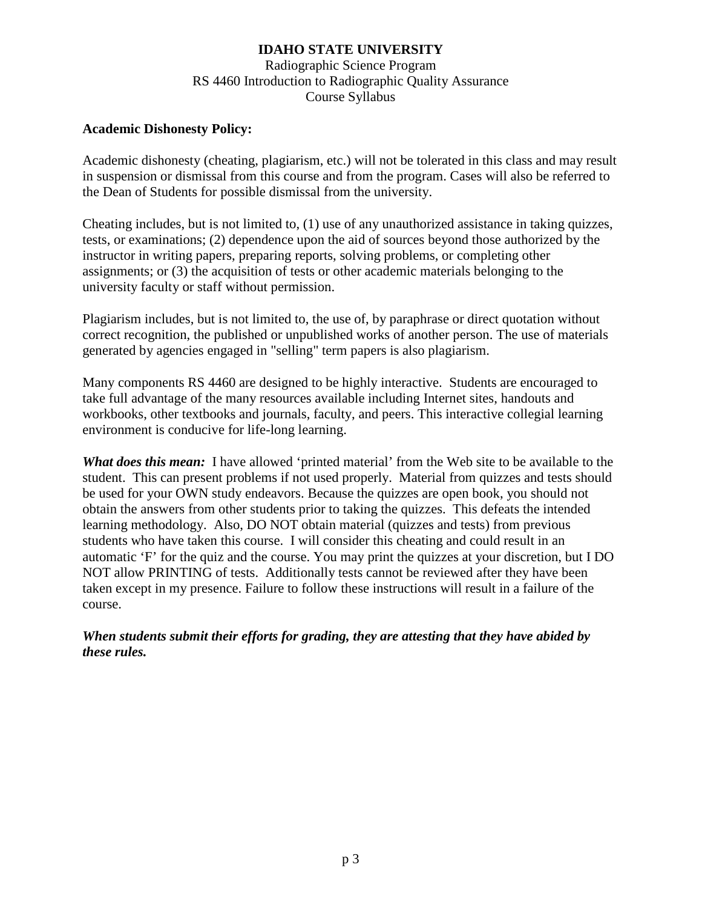**IDAHO STATE UNIVERSITY**
Radiographic Science Program
RS 4460 Introduction to Radiographic Quality Assurance
Course Syllabus

**Academic Dishonesty Policy:**

Academic dishonesty (cheating, plagiarism, etc.) will not be tolerated in this class and may result in suspension or dismissal from this course and from the program. Cases will also be referred to the Dean of Students for possible dismissal from the university.

Cheating includes, but is not limited to, (1) use of any unauthorized assistance in taking quizzes, tests, or examinations; (2) dependence upon the aid of sources beyond those authorized by the instructor in writing papers, preparing reports, solving problems, or completing other assignments; or (3) the acquisition of tests or other academic materials belonging to the university faculty or staff without permission.

Plagiarism includes, but is not limited to, the use of, by paraphrase or direct quotation without correct recognition, the published or unpublished works of another person. The use of materials generated by agencies engaged in "selling" term papers is also plagiarism.

Many components RS 4460 are designed to be highly interactive. Students are encouraged to take full advantage of the many resources available including Internet sites, handouts and workbooks, other textbooks and journals, faculty, and peers. This interactive collegial learning environment is conducive for life-long learning.

***What does this mean:*** I have allowed 'printed material' from the Web site to be available to the student. This can present problems if not used properly. Material from quizzes and tests should be used for your OWN study endeavors. Because the quizzes are open book, you should not obtain the answers from other students prior to taking the quizzes. This defeats the intended learning methodology. Also, DO NOT obtain material (quizzes and tests) from previous students who have taken this course. I will consider this cheating and could result in an automatic 'F' for the quiz and the course. You may print the quizzes at your discretion, but I DO NOT allow PRINTING of tests. Additionally tests cannot be reviewed after they have been taken except in my presence. Failure to follow these instructions will result in a failure of the course.

***When students submit their efforts for grading, they are attesting that they have abided by these rules.***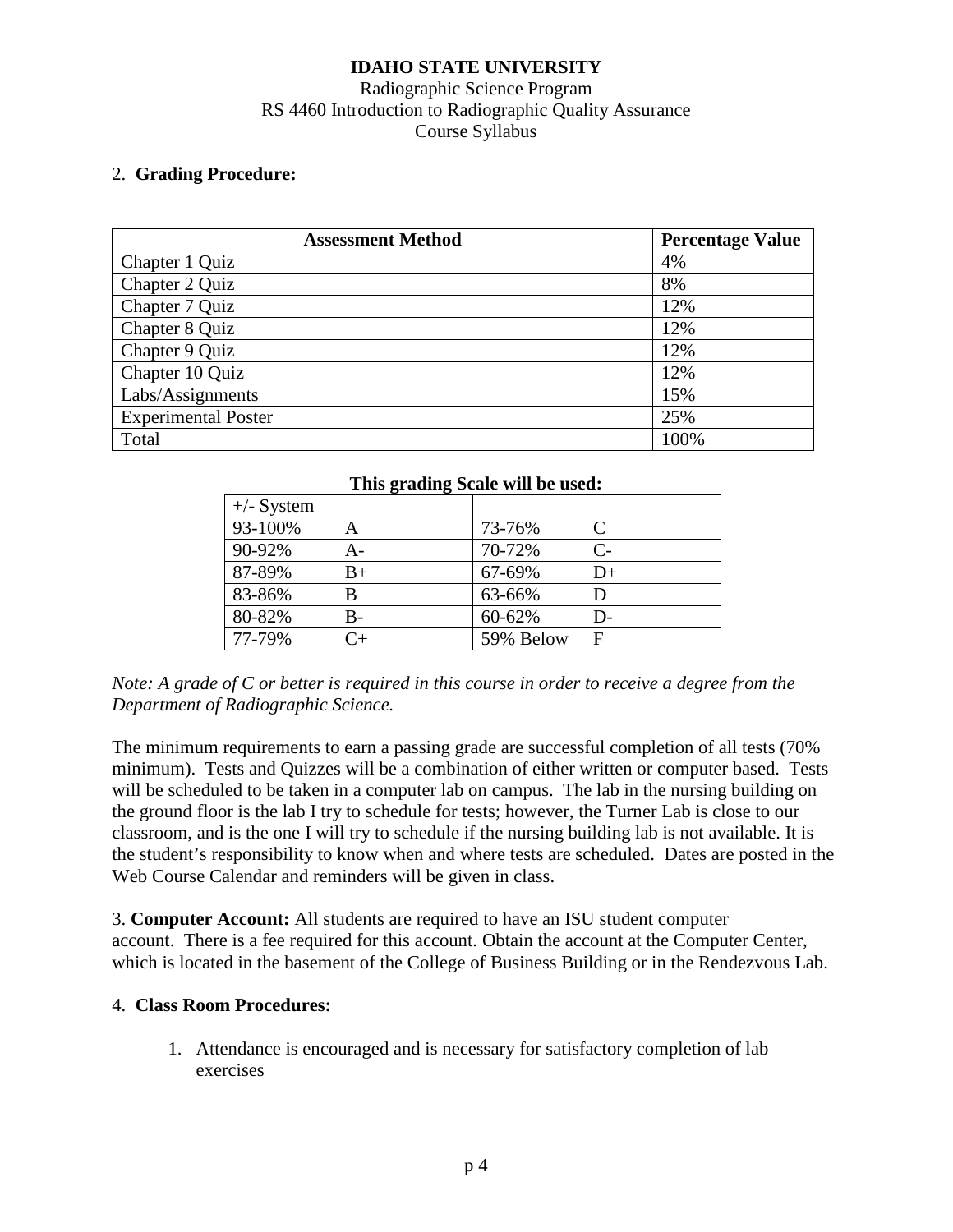**IDAHO STATE UNIVERSITY**
Radiographic Science Program
RS 4460 Introduction to Radiographic Quality Assurance
Course Syllabus

2. **Grading Procedure:**

| **Assessment Method** | **Percentage Value** |
|---|---|
| Chapter 1 Quiz | 4% |
| Chapter 2 Quiz | 8% |
| Chapter 7 Quiz | 12% |
| Chapter 8 Quiz | 12% |
| Chapter 9 Quiz | 12% |
| Chapter 10 Quiz | 12% |
| Labs/Assignments | 15% |
| Experimental Poster | 25% |
| Total | 100% |

**This grading Scale will be used:**

| +/- System | | | |
|---|---|---|---|
| 93-100% | A | 73-76% | C |
| 90-92% | A- | 70-72% | C- |
| 87-89% | B+ | 67-69% | D+ |
| 83-86% | B | 63-66% | D |
| 80-82% | B- | 60-62% | D- |
| 77-79% | C+ | 59% Below | F |

*Note: A grade of C or better is required in this course in order to receive a degree from the Department of Radiographic Science.*

The minimum requirements to earn a passing grade are successful completion of all tests (70% minimum). Tests and Quizzes will be a combination of either written or computer based. Tests will be scheduled to be taken in a computer lab on campus. The lab in the nursing building on the ground floor is the lab I try to schedule for tests; however, the Turner Lab is close to our classroom, and is the one I will try to schedule if the nursing building lab is not available. It is the student's responsibility to know when and where tests are scheduled. Dates are posted in the Web Course Calendar and reminders will be given in class.

3. **Computer Account:** All students are required to have an ISU student computer account. There is a fee required for this account. Obtain the account at the Computer Center, which is located in the basement of the College of Business Building or in the Rendezvous Lab.

4. **Class Room Procedures:**

1. Attendance is encouraged and is necessary for satisfactory completion of lab exercises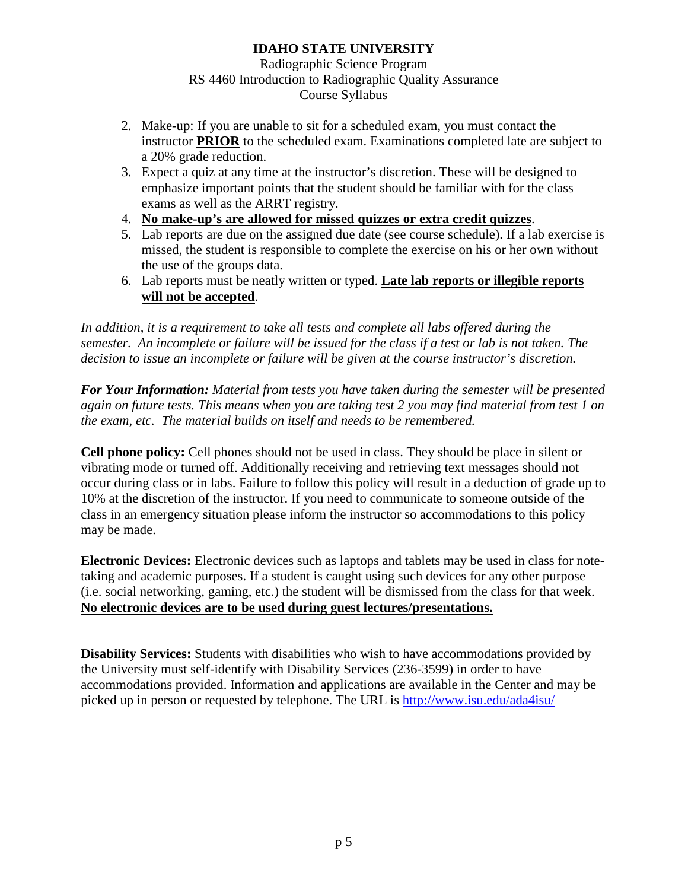2. Make-up: If you are unable to sit for a scheduled exam, you must contact the instructor **PRIOR** to the scheduled exam. Examinations completed late are subject to a 20% grade reduction.
3. Expect a quiz at any time at the instructor's discretion. These will be designed to emphasize important points that the student should be familiar with for the class exams as well as the ARRT registry.
4. **No make-up's are allowed for missed quizzes or extra credit quizzes**.
5. Lab reports are due on the assigned due date (see course schedule). If a lab exercise is missed, the student is responsible to complete the exercise on his or her own without the use of the groups data.
6. Lab reports must be neatly written or typed. **Late lab reports or illegible reports will not be accepted**.

*In addition, it is a requirement to take all tests and complete all labs offered during the semester. An incomplete or failure will be issued for the class if a test or lab is not taken. The decision to issue an incomplete or failure will be given at the course instructor's discretion.*

***For Your Information:*** *Material from tests you have taken during the semester will be presented again on future tests. This means when you are taking test 2 you may find material from test 1 on the exam, etc. The material builds on itself and needs to be remembered.*

**Cell phone policy:** Cell phones should not be used in class. They should be place in silent or vibrating mode or turned off. Additionally receiving and retrieving text messages should not occur during class or in labs. Failure to follow this policy will result in a deduction of grade up to 10% at the discretion of the instructor. If you need to communicate to someone outside of the class in an emergency situation please inform the instructor so accommodations to this policy may be made.

**Electronic Devices:** Electronic devices such as laptops and tablets may be used in class for note-taking and academic purposes. If a student is caught using such devices for any other purpose (i.e. social networking, gaming, etc.) the student will be dismissed from the class for that week. **No electronic devices are to be used during guest lectures/presentations.**

**Disability Services:** Students with disabilities who wish to have accommodations provided by the University must self-identify with Disability Services (236-3599) in order to have accommodations provided. Information and applications are available in the Center and may be picked up in person or requested by telephone. The URL is http://www.isu.edu/ada4isu/